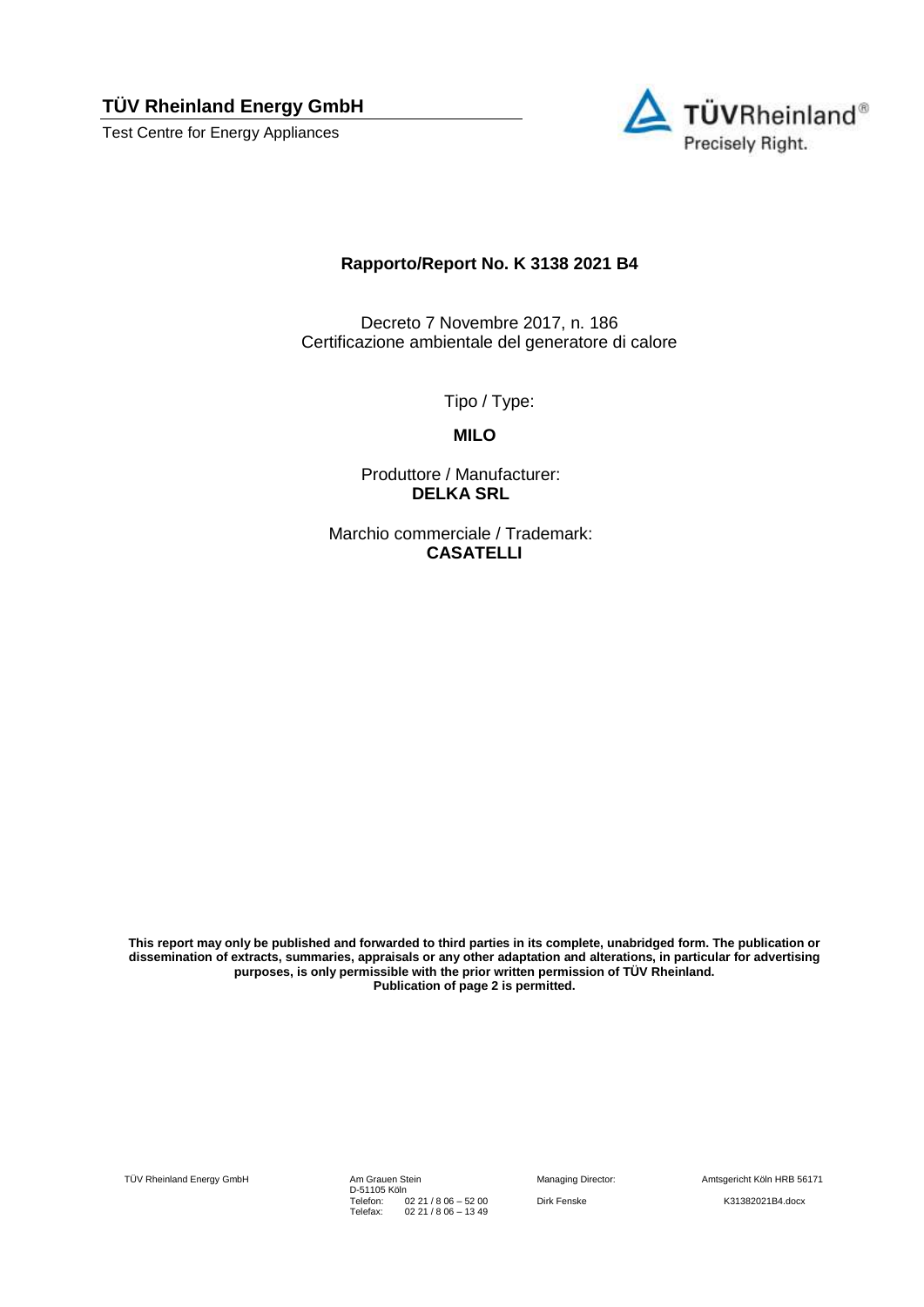**TÜV Rheinland Energy GmbH**

Test Centre for Energy Appliances

TÜVRheinland®
Precisely Right.

## Rapporto/Report No. K 3138 2021 B4

Decreto 7 Novembre 2017, n. 186
Certificazione ambientale del generatore di calore

Tipo / Type:

**MILO**

Produttore / Manufacturer:
**DELKA SRL**

Marchio commerciale / Trademark:
**CASATELLI**

**This report may only be published and forwarded to third parties in its complete, unabridged form. The publication or dissemination of extracts, summaries, appraisals or any other adaptation and alterations, in particular for advertising purposes, is only permissible with the prior written permission of TÜV Rheinland.**
**Publication of page 2 is permitted.**

TÜV Rheinland Energy GmbH

Am Grauen Stein
D-51105 Köln
Telefon: 02 21 / 8 06 – 52 00
Telefax: 02 21 / 8 06 – 13 49

Managing Director:
Dirk Fenske

Amtsgericht Köln HRB 56171
K31382021B4.docx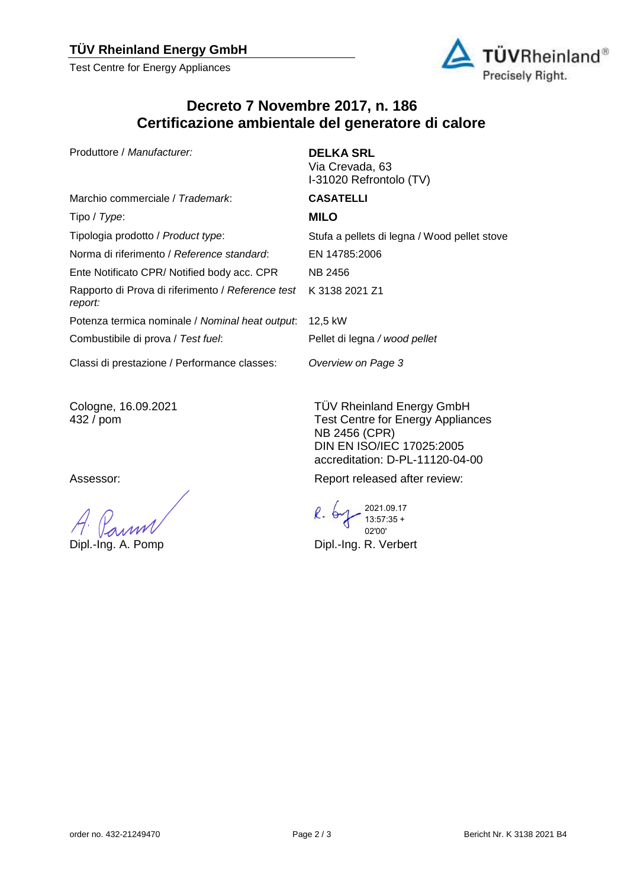**TÜV Rheinland Energy GmbH**

Test Centre for Energy Appliances

## Decreto 7 Novembre 2017, n. 186
## Certificazione ambientale del generatore di calore

| | |
|---|---|
| Produttore / *Manufacturer:* | **DELKA SRL**<br>Via Crevada, 63<br>I-31020 Refrontolo (TV) |
| Marchio commerciale / *Trademark*: | **CASATELLI** |
| Tipo / *Type*: | **MILO** |
| Tipologia prodotto / *Product type*: | Stufa a pellets di legna / Wood pellet stove |
| Norma di riferimento / *Reference standard*: | EN 14785:2006 |
| Ente Notificato CPR/ Notified body acc. CPR | NB 2456 |
| Rapporto di Prova di riferimento / *Reference test report:* | K 3138 2021 Z1 |
| Potenza termica nominale / *Nominal heat output*: | 12,5 kW |
| Combustibile di prova / *Test fuel*: | Pellet di legna */ wood pellet* |
| Classi di prestazione / Performance classes: | *Overview on Page 3* |

Cologne, 16.09.2021
432 / pom

TÜV Rheinland Energy GmbH
Test Centre for Energy Appliances
NB 2456 (CPR)
DIN EN ISO/IEC 17025:2005
accreditation: D-PL-11120-04-00

Assessor:

Dipl.-Ing. A. Pomp

Report released after review:

2021.09.17 13:57:35 + 02'00'

Dipl.-Ing. R. Verbert

order no. 432-21249470

Bericht Nr. K 3138 2021 B4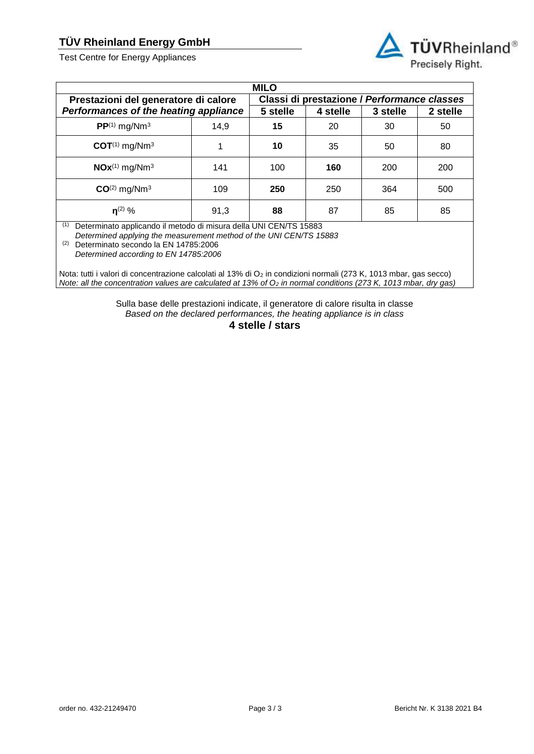**TÜV Rheinland Energy GmbH**

Test Centre for Energy Appliances

| MILO | | | | | |
|---|---|---|---|---|---|
| **Prestazioni del generatore di calore** | | **Classi di prestazione / *Performance classes*** | | | |
| ***Performances of the heating appliance*** | | **5 stelle** | **4 stelle** | **3 stelle** | **2 stelle** |
| **PP**[1] mg/Nm³ | 14,9 | **15** | 20 | 30 | 50 |
| **COT**[1] mg/Nm³ | 1 | **10** | 35 | 50 | 80 |
| **NOx**[1] mg/Nm³ | 141 | 100 | **160** | 200 | 200 |
| **CO**[2] mg/Nm³ | 109 | **250** | 250 | 364 | 500 |
| **η**[2] % | 91,3 | **88** | 87 | 85 | 85 |

[1] Determinato applicando il metodo di misura della UNI CEN/TS 15883
*Determined applying the measurement method of the UNI CEN/TS 15883*

[2] Determinato secondo la EN 14785:2006
*Determined according to EN 14785:2006*

Nota: tutti i valori di concentrazione calcolati al 13% di $O_2$ in condizioni normali (273 K, 1013 mbar, gas secco)
*Note: all the concentration values are calculated at 13% of $O_2$ in normal conditions (273 K, 1013 mbar, dry gas)*

Sulla base delle prestazioni indicate, il generatore di calore risulta in classe
*Based on the declared performances, the heating appliance is in class*

**4 stelle / stars**

order no. 432-21249470 Bericht Nr. K 3138 2021 B4